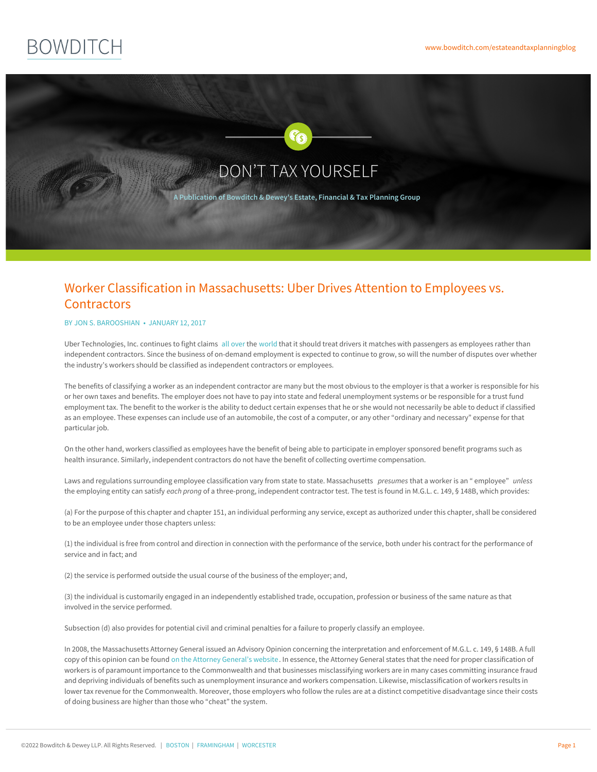# DON'T TAX YOURSELF

A Publication of Bowditch & Dewey's Estate, Financial & Tax Planning Group

## Worker Classification in Massachusetts: Uber Drives Attention to Employees vs. Contractors

BY JON S. BAROOSHIAN • JANUARY 12, 2017

Uber Technologies, Inc. continues to fight claims all over the world that it should treat drivers it matches with passengers as employees rather than independent contractors. Since the business of on-demand employment is expected to continue to grow, so will the number of disputes over whether the industry's workers should be classified as independent contractors or employees.

The benefits of classifying a worker as an independent contractor are many but the most obvious to the employer is that a worker is responsible for his or her own taxes and benefits. The employer does not have to pay into state and federal unemployment systems or be responsible for a trust fund employment tax. The benefit to the worker is the ability to deduct certain expenses that he or she would not necessarily be able to deduct if classified as an employee. These expenses can include use of an automobile, the cost of a computer, or any other "ordinary and necessary" expense for that particular job.

On the other hand, workers classified as employees have the benefit of being able to participate in employer sponsored benefit programs such as health insurance. Similarly, independent contractors do not have the benefit of collecting overtime compensation.

Laws and regulations surrounding employee classification vary from state to state. Massachusetts *presumes* that a worker is an " employee" *unless* the employing entity can satisfy *each prong* of a three-prong, independent contractor test. The test is found in M.G.L. c. 149, § 148B, which provides:

(a) For the purpose of this chapter and chapter 151, an individual performing any service, except as authorized under this chapter, shall be considered to be an employee under those chapters unless:

(1) the individual is free from control and direction in connection with the performance of the service, both under his contract for the performance of service and in fact; and

(2) the service is performed outside the usual course of the business of the employer; and,

(3) the individual is customarily engaged in an independently established trade, occupation, profession or business of the same nature as that involved in the service performed.

Subsection (d) also provides for potential civil and criminal penalties for a failure to properly classify an employee.

In 2008, the Massachusetts Attorney General issued an Advisory Opinion concerning the interpretation and enforcement of M.G.L. c. 149, § 148B. A full copy of this opinion can be found on the Attorney General's website. In essence, the Attorney General states that the need for proper classification of workers is of paramount importance to the Commonwealth and that businesses misclassifying workers are in many cases committing insurance fraud and depriving individuals of benefits such as unemployment insurance and workers compensation. Likewise, misclassification of workers results in lower tax revenue for the Commonwealth. Moreover, those employers who follow the rules are at a distinct competitive disadvantage since their costs of doing business are higher than those who "cheat" the system.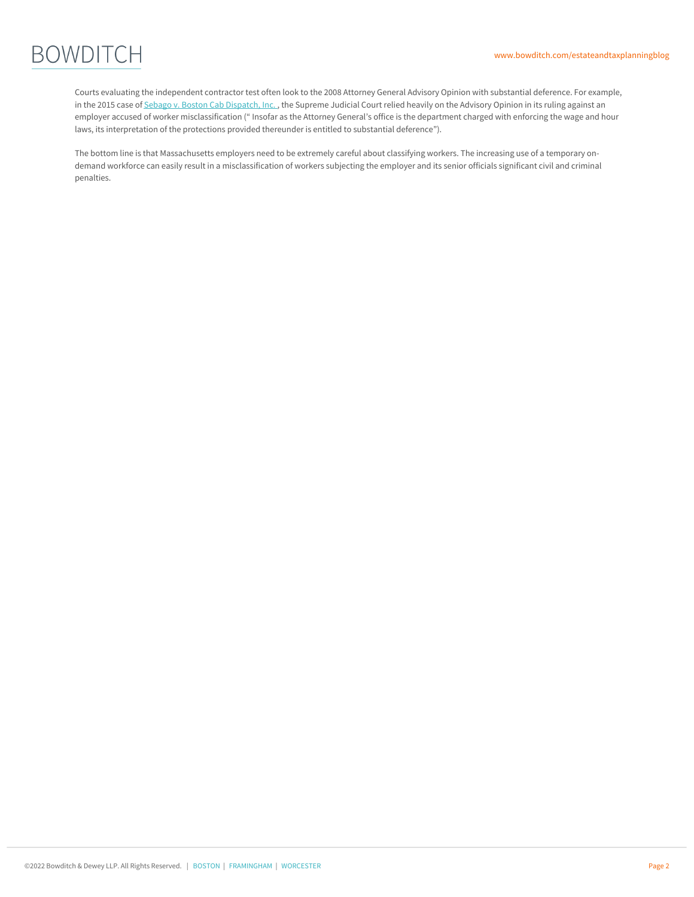Courts evaluating the independent contractor test often look to the 2008 Attorney General Advisory Opinion with substantial deference. For example, in the 2015 case of Sebago v. Boston Cab Dispatch, Inc. , the Supreme Judicial Court relied heavily on the Advisory Opinion in its ruling against an employer accused of worker misclassification (" Insofar as the Attorney General's office is the department charged with enforcing the wage and hour laws, its interpretation of the protections provided thereunder is entitled to substantial deference").

The bottom line is that Massachusetts employers need to be extremely careful about classifying workers. The increasing use of a temporary on-demand workforce can easily result in a misclassification of workers subjecting the employer and its senior officials significant civil and criminal penalties.